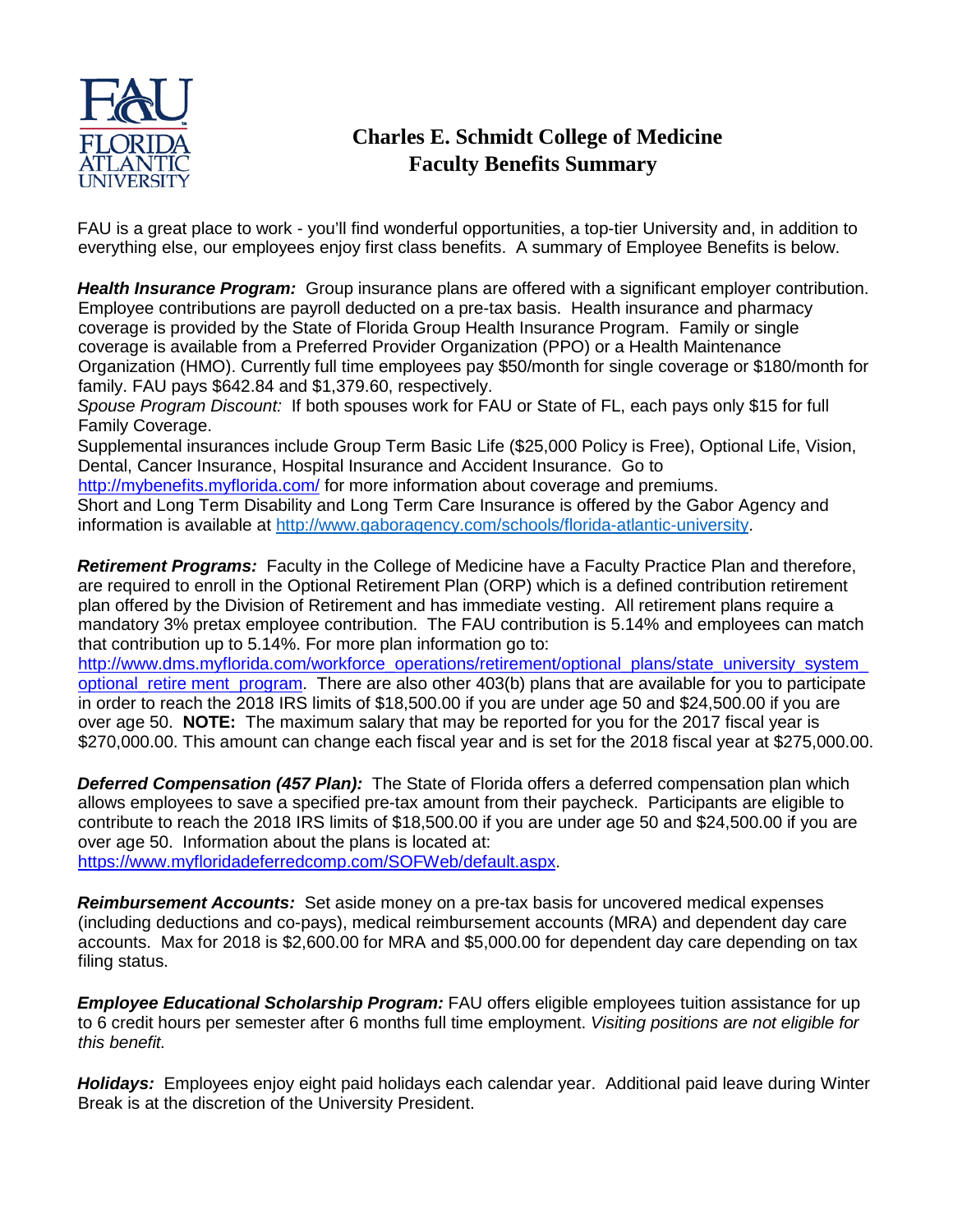# Charles E. Schmidt College of Medicine
# Faculty Benefits Summary

FAU is a great place to work - you'll find wonderful opportunities, a top-tier University and, in addition to everything else, our employees enjoy first class benefits. A summary of Employee Benefits is below.

***Health Insurance Program:*** Group insurance plans are offered with a significant employer contribution. Employee contributions are payroll deducted on a pre-tax basis. Health insurance and pharmacy coverage is provided by the State of Florida Group Health Insurance Program. Family or single coverage is available from a Preferred Provider Organization (PPO) or a Health Maintenance Organization (HMO). Currently full time employees pay $50/month for single coverage or $180/month for family. FAU pays $642.84 and $1,379.60, respectively.
*Spouse Program Discount:* If both spouses work for FAU or State of FL, each pays only $15 for full Family Coverage.
Supplemental insurances include Group Term Basic Life ($25,000 Policy is Free), Optional Life, Vision, Dental, Cancer Insurance, Hospital Insurance and Accident Insurance. Go to http://mybenefits.myflorida.com/ for more information about coverage and premiums.
Short and Long Term Disability and Long Term Care Insurance is offered by the Gabor Agency and information is available at http://www.gaboragency.com/schools/florida-atlantic-university.

***Retirement Programs:*** Faculty in the College of Medicine have a Faculty Practice Plan and therefore, are required to enroll in the Optional Retirement Plan (ORP) which is a defined contribution retirement plan offered by the Division of Retirement and has immediate vesting. All retirement plans require a mandatory 3% pretax employee contribution. The FAU contribution is 5.14% and employees can match that contribution up to 5.14%. For more plan information go to: http://www.dms.myflorida.com/workforce_operations/retirement/optional_plans/state_university_system_optional_retire ment_program. There are also other 403(b) plans that are available for you to participate in order to reach the 2018 IRS limits of $18,500.00 if you are under age 50 and $24,500.00 if you are over age 50. **NOTE:** The maximum salary that may be reported for you for the 2017 fiscal year is $270,000.00. This amount can change each fiscal year and is set for the 2018 fiscal year at $275,000.00.

***Deferred Compensation (457 Plan):*** The State of Florida offers a deferred compensation plan which allows employees to save a specified pre-tax amount from their paycheck. Participants are eligible to contribute to reach the 2018 IRS limits of $18,500.00 if you are under age 50 and $24,500.00 if you are over age 50. Information about the plans is located at: https://www.myfloridadeferredcomp.com/SOFWeb/default.aspx.

***Reimbursement Accounts:*** Set aside money on a pre-tax basis for uncovered medical expenses (including deductions and co-pays), medical reimbursement accounts (MRA) and dependent day care accounts. Max for 2018 is $2,600.00 for MRA and $5,000.00 for dependent day care depending on tax filing status.

***Employee Educational Scholarship Program:*** FAU offers eligible employees tuition assistance for up to 6 credit hours per semester after 6 months full time employment. *Visiting positions are not eligible for this benefit.*

***Holidays:*** Employees enjoy eight paid holidays each calendar year. Additional paid leave during Winter Break is at the discretion of the University President.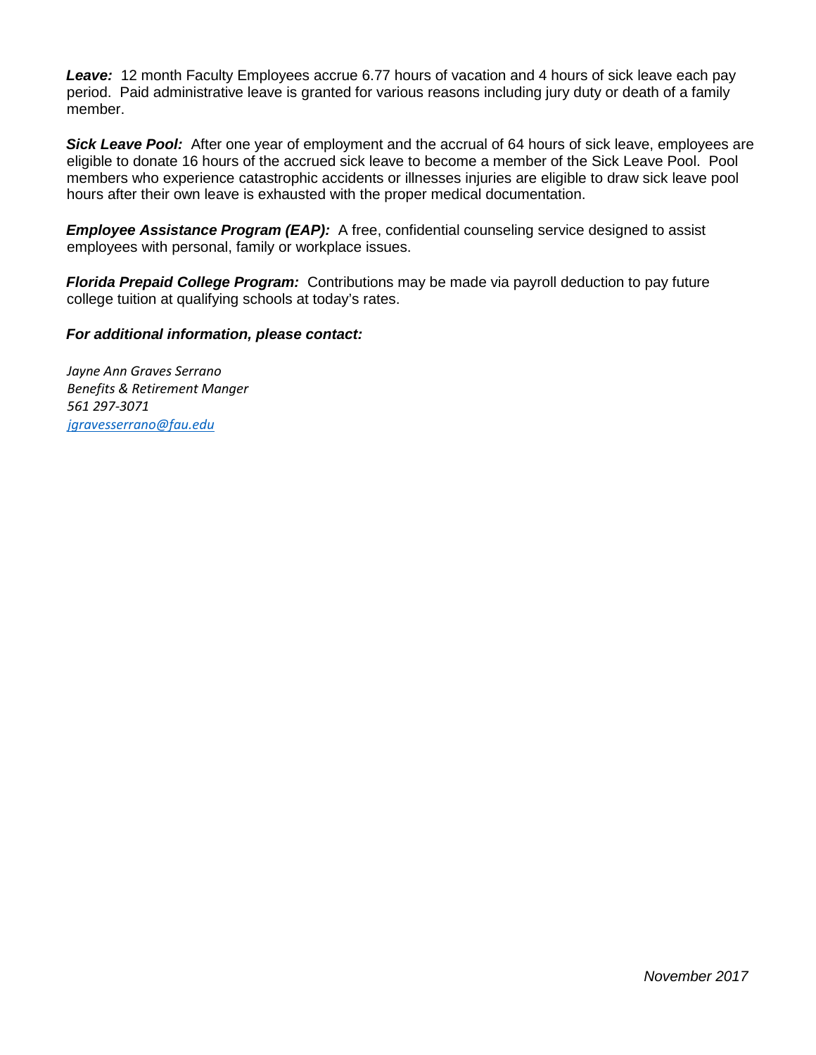***Leave:*** 12 month Faculty Employees accrue 6.77 hours of vacation and 4 hours of sick leave each pay period. Paid administrative leave is granted for various reasons including jury duty or death of a family member.

***Sick Leave Pool:*** After one year of employment and the accrual of 64 hours of sick leave, employees are eligible to donate 16 hours of the accrued sick leave to become a member of the Sick Leave Pool. Pool members who experience catastrophic accidents or illnesses injuries are eligible to draw sick leave pool hours after their own leave is exhausted with the proper medical documentation.

***Employee Assistance Program (EAP):*** A free, confidential counseling service designed to assist employees with personal, family or workplace issues.

***Florida Prepaid College Program:*** Contributions may be made via payroll deduction to pay future college tuition at qualifying schools at today's rates.

***For additional information, please contact:***

*Jayne Ann Graves Serrano*
*Benefits & Retirement Manger*
*561 297-3071*
*jgravesserrano@fau.edu*

*November 2017*